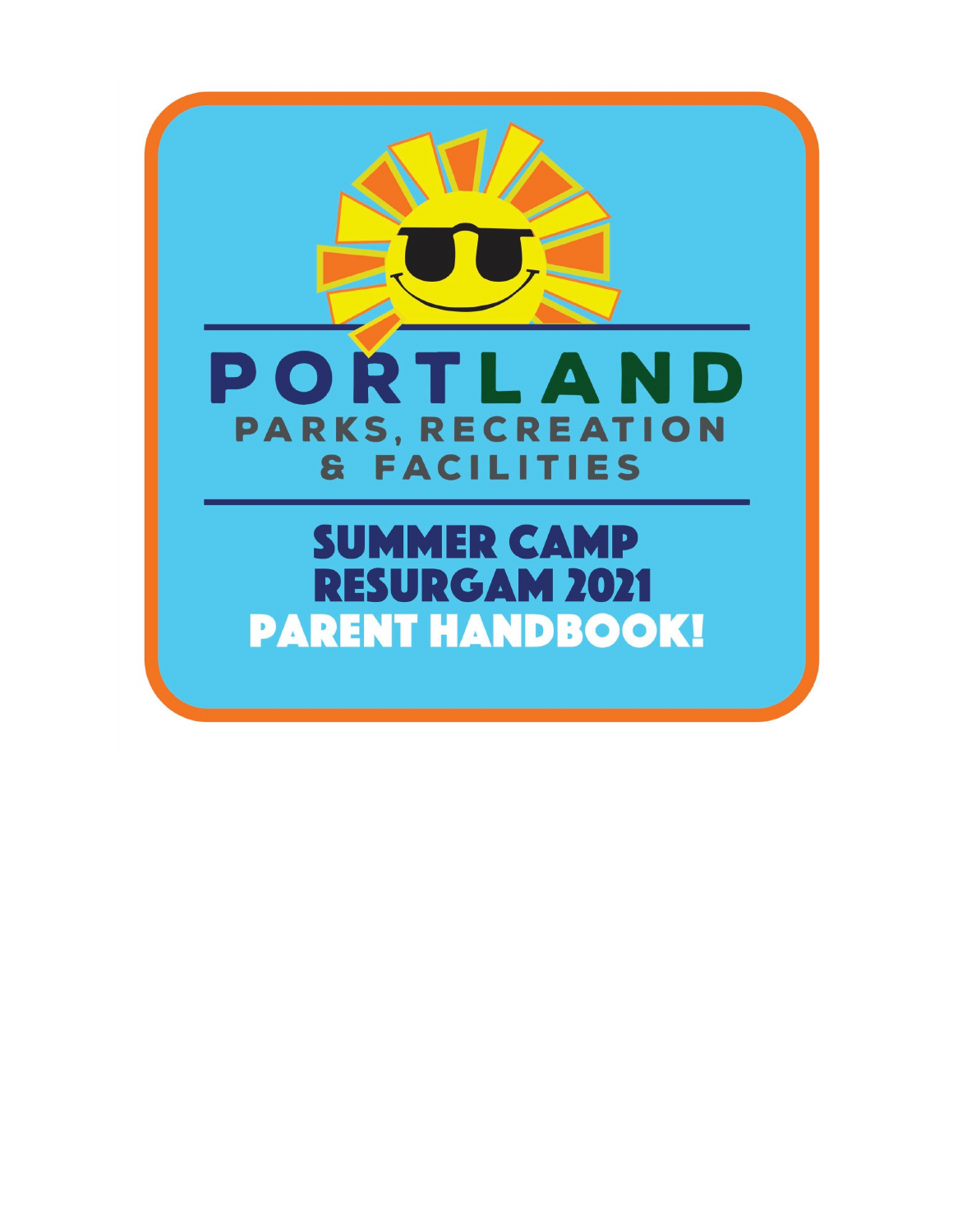# PORTLAND

## PARKS, RECREATION & FACILITIES

# SUMMER CAMP RESURGAM 2021 PARENT HANDBOOK!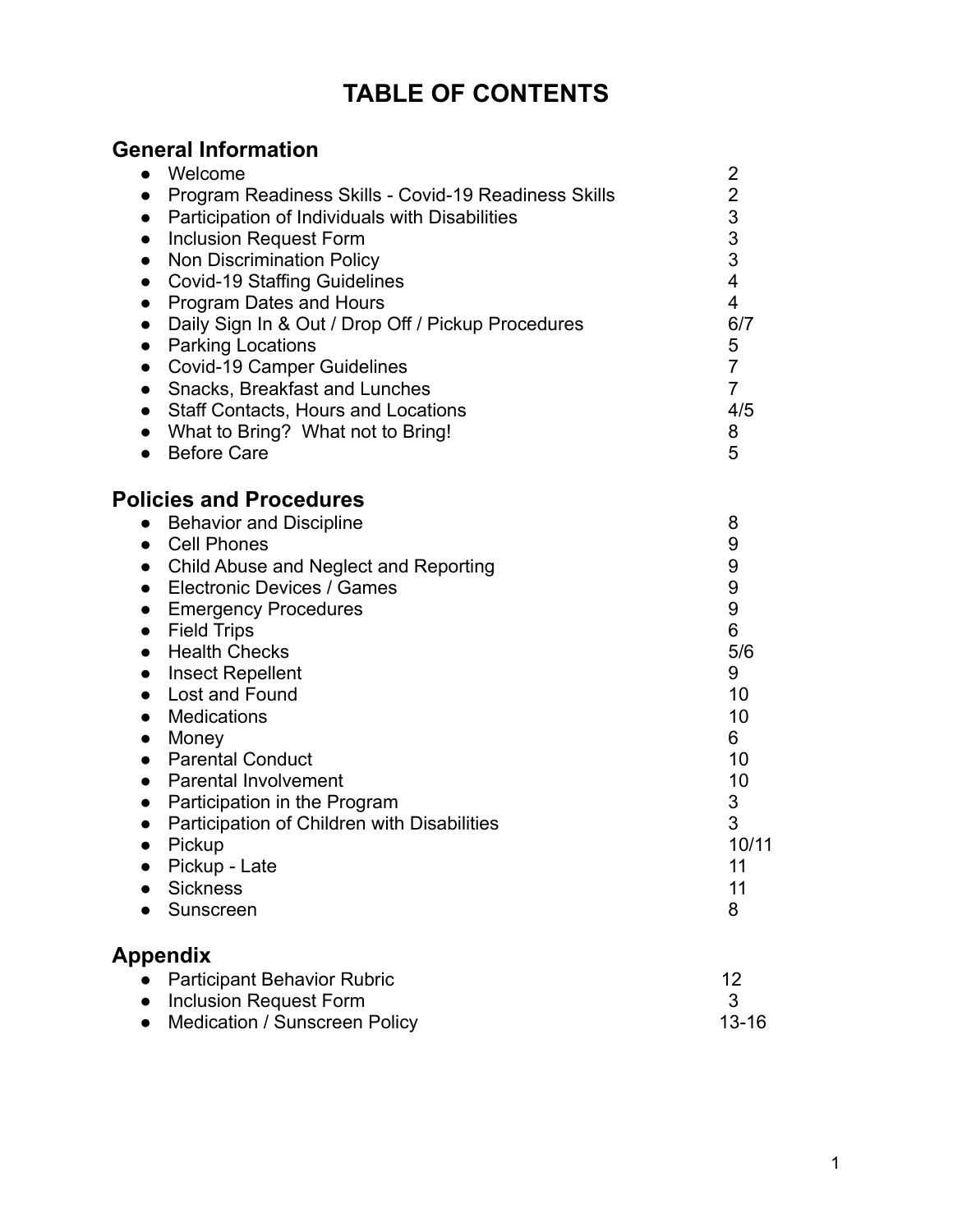# TABLE OF CONTENTS

## General Information

| | |
|---|---|
| Welcome | 2 |
| Program Readiness Skills - Covid-19 Readiness Skills | 2 |
| Participation of Individuals with Disabilities | 3 |
| Inclusion Request Form | 3 |
| Non Discrimination Policy | 3 |
| Covid-19 Staffing Guidelines | 4 |
| Program Dates and Hours | 4 |
| Daily Sign In & Out / Drop Off / Pickup Procedures | 6/7 |
| Parking Locations | 5 |
| Covid-19 Camper Guidelines | 7 |
| Snacks, Breakfast and Lunches | 7 |
| Staff Contacts, Hours and Locations | 4/5 |
| What to Bring? What not to Bring! | 8 |
| Before Care | 5 |

## Policies and Procedures

| | |
|---|---|
| Behavior and Discipline | 8 |
| Cell Phones | 9 |
| Child Abuse and Neglect and Reporting | 9 |
| Electronic Devices / Games | 9 |
| Emergency Procedures | 9 |
| Field Trips | 6 |
| Health Checks | 5/6 |
| Insect Repellent | 9 |
| Lost and Found | 10 |
| Medications | 10 |
| Money | 6 |
| Parental Conduct | 10 |
| Parental Involvement | 10 |
| Participation in the Program | 3 |
| Participation of Children with Disabilities | 3 |
| Pickup | 10/11 |
| Pickup - Late | 11 |
| Sickness | 11 |
| Sunscreen | 8 |

## Appendix

| | |
|---|---|
| Participant Behavior Rubric | 12 |
| Inclusion Request Form | 3 |
| Medication / Sunscreen Policy | 13-16 |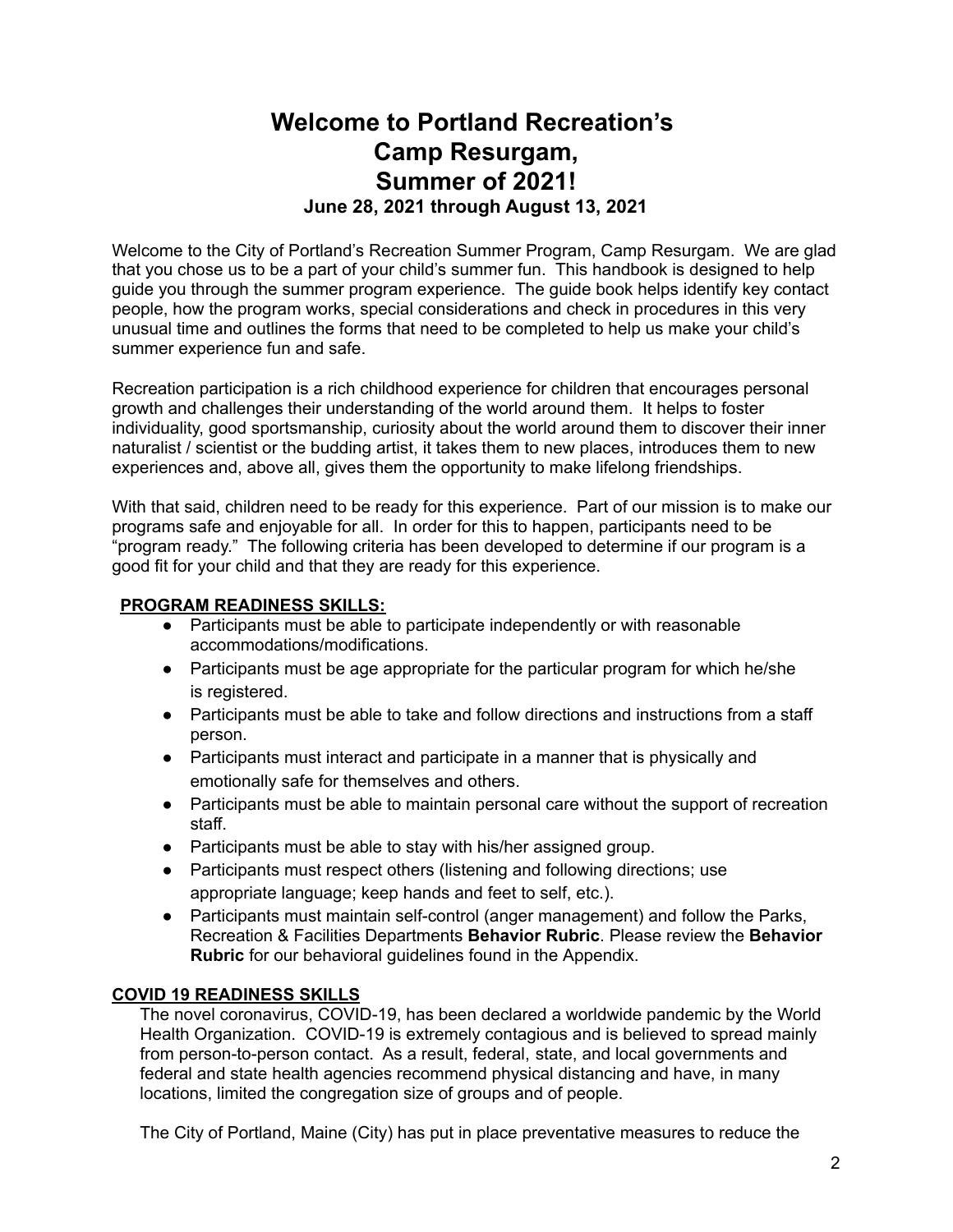# Welcome to Portland Recreation's Camp Resurgam, Summer of 2021!

### June 28, 2021 through August 13, 2021

Welcome to the City of Portland's Recreation Summer Program, Camp Resurgam. We are glad that you chose us to be a part of your child's summer fun. This handbook is designed to help guide you through the summer program experience. The guide book helps identify key contact people, how the program works, special considerations and check in procedures in this very unusual time and outlines the forms that need to be completed to help us make your child's summer experience fun and safe.

Recreation participation is a rich childhood experience for children that encourages personal growth and challenges their understanding of the world around them. It helps to foster individuality, good sportsmanship, curiosity about the world around them to discover their inner naturalist / scientist or the budding artist, it takes them to new places, introduces them to new experiences and, above all, gives them the opportunity to make lifelong friendships.

With that said, children need to be ready for this experience. Part of our mission is to make our programs safe and enjoyable for all. In order for this to happen, participants need to be "program ready." The following criteria has been developed to determine if our program is a good fit for your child and that they are ready for this experience.

**PROGRAM READINESS SKILLS:**

- Participants must be able to participate independently or with reasonable accommodations/modifications.
- Participants must be age appropriate for the particular program for which he/she is registered.
- Participants must be able to take and follow directions and instructions from a staff person.
- Participants must interact and participate in a manner that is physically and emotionally safe for themselves and others.
- Participants must be able to maintain personal care without the support of recreation staff.
- Participants must be able to stay with his/her assigned group.
- Participants must respect others (listening and following directions; use appropriate language; keep hands and feet to self, etc.).
- Participants must maintain self-control (anger management) and follow the Parks, Recreation & Facilities Departments **Behavior Rubric**. Please review the **Behavior Rubric** for our behavioral guidelines found in the Appendix.

**COVID 19 READINESS SKILLS**

The novel coronavirus, COVID-19, has been declared a worldwide pandemic by the World Health Organization. COVID-19 is extremely contagious and is believed to spread mainly from person-to-person contact. As a result, federal, state, and local governments and federal and state health agencies recommend physical distancing and have, in many locations, limited the congregation size of groups and of people.

The City of Portland, Maine (City) has put in place preventative measures to reduce the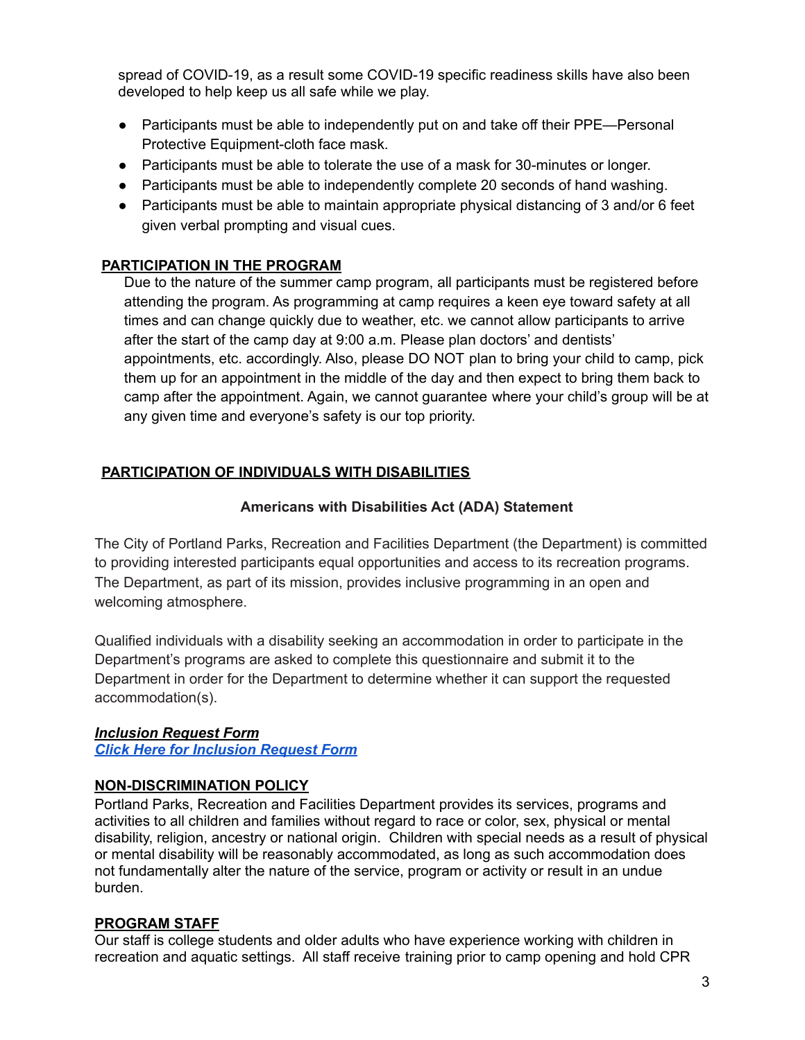spread of COVID-19, as a result some COVID-19 specific readiness skills have also been developed to help keep us all safe while we play.

- Participants must be able to independently put on and take off their PPE—Personal Protective Equipment-cloth face mask.
- Participants must be able to tolerate the use of a mask for 30-minutes or longer.
- Participants must be able to independently complete 20 seconds of hand washing.
- Participants must be able to maintain appropriate physical distancing of 3 and/or 6 feet given verbal prompting and visual cues.

## PARTICIPATION IN THE PROGRAM

Due to the nature of the summer camp program, all participants must be registered before attending the program. As programming at camp requires a keen eye toward safety at all times and can change quickly due to weather, etc. we cannot allow participants to arrive after the start of the camp day at 9:00 a.m. Please plan doctors' and dentists' appointments, etc. accordingly. Also, please DO NOT plan to bring your child to camp, pick them up for an appointment in the middle of the day and then expect to bring them back to camp after the appointment. Again, we cannot guarantee where your child's group will be at any given time and everyone's safety is our top priority.

## PARTICIPATION OF INDIVIDUALS WITH DISABILITIES

### Americans with Disabilities Act (ADA) Statement

The City of Portland Parks, Recreation and Facilities Department (the Department) is committed to providing interested participants equal opportunities and access to its recreation programs. The Department, as part of its mission, provides inclusive programming in an open and welcoming atmosphere.

Qualified individuals with a disability seeking an accommodation in order to participate in the Department's programs are asked to complete this questionnaire and submit it to the Department in order for the Department to determine whether it can support the requested accommodation(s).

***Inclusion Request Form***
***Click Here for Inclusion Request Form***

## NON-DISCRIMINATION POLICY

Portland Parks, Recreation and Facilities Department provides its services, programs and activities to all children and families without regard to race or color, sex, physical or mental disability, religion, ancestry or national origin. Children with special needs as a result of physical or mental disability will be reasonably accommodated, as long as such accommodation does not fundamentally alter the nature of the service, program or activity or result in an undue burden.

## PROGRAM STAFF

Our staff is college students and older adults who have experience working with children in recreation and aquatic settings. All staff receive training prior to camp opening and hold CPR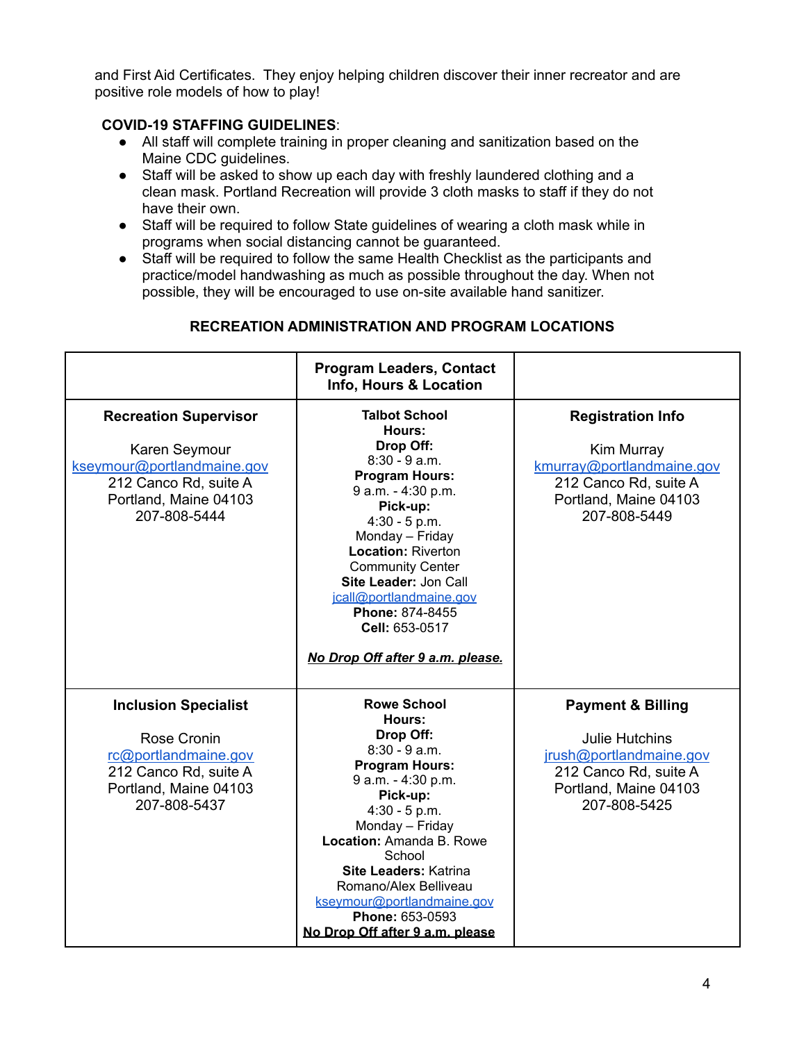and First Aid Certificates. They enjoy helping children discover their inner recreator and are positive role models of how to play!

**COVID-19 STAFFING GUIDELINES**:

- All staff will complete training in proper cleaning and sanitization based on the Maine CDC guidelines.
- Staff will be asked to show up each day with freshly laundered clothing and a clean mask. Portland Recreation will provide 3 cloth masks to staff if they do not have their own.
- Staff will be required to follow State guidelines of wearing a cloth mask while in programs when social distancing cannot be guaranteed.
- Staff will be required to follow the same Health Checklist as the participants and practice/model handwashing as much as possible throughout the day. When not possible, they will be encouraged to use on-site available hand sanitizer.

## RECREATION ADMINISTRATION AND PROGRAM LOCATIONS

| | **Program Leaders, Contact Info, Hours & Location** | |
|---|---|---|
| **Recreation Supervisor**<br><br>Karen Seymour<br>kseymour@portlandmaine.gov<br>212 Canco Rd, suite A<br>Portland, Maine 04103<br>207-808-5444 | **Talbot School**<br>**Hours:**<br>**Drop Off:**<br>8:30 - 9 a.m.<br>**Program Hours:**<br>9 a.m. - 4:30 p.m.<br>**Pick-up:**<br>4:30 - 5 p.m.<br>Monday – Friday<br>**Location:** Riverton Community Center<br>**Site Leader:** Jon Call<br>jcall@portlandmaine.gov<br>**Phone:** 874-8455<br>**Cell:** 653-0517<br><br>***No Drop Off after 9 a.m. please.*** | **Registration Info**<br><br>Kim Murray<br>kmurray@portlandmaine.gov<br>212 Canco Rd, suite A<br>Portland, Maine 04103<br>207-808-5449 |
| **Inclusion Specialist**<br><br>Rose Cronin<br>rc@portlandmaine.gov<br>212 Canco Rd, suite A<br>Portland, Maine 04103<br>207-808-5437 | **Rowe School**<br>**Hours:**<br>**Drop Off:**<br>8:30 - 9 a.m.<br>**Program Hours:**<br>9 a.m. - 4:30 p.m.<br>**Pick-up:**<br>4:30 - 5 p.m.<br>Monday – Friday<br>**Location:** Amanda B. Rowe School<br>**Site Leaders:** Katrina Romano/Alex Belliveau<br>kseymour@portlandmaine.gov<br>**Phone:** 653-0593<br>**No Drop Off after 9 a.m. please** | **Payment & Billing**<br><br>Julie Hutchins<br>jrush@portlandmaine.gov<br>212 Canco Rd, suite A<br>Portland, Maine 04103<br>207-808-5425 |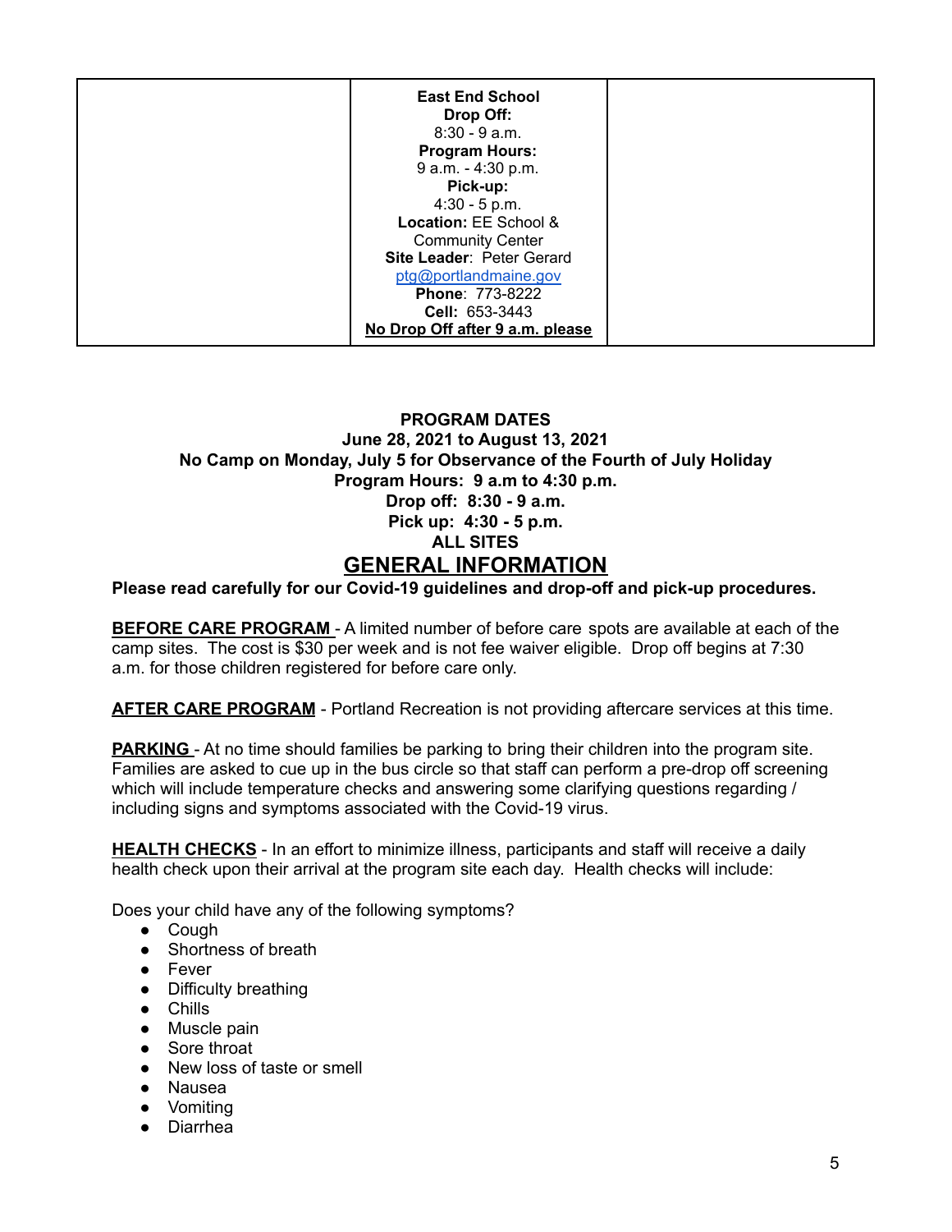|  | **East End School**<br>**Drop Off:**<br>8:30 - 9 a.m.<br>**Program Hours:**<br>9 a.m. - 4:30 p.m.<br>**Pick-up:**<br>4:30 - 5 p.m.<br>**Location:** EE School & Community Center<br>**Site Leader**: Peter Gerard<br>ptg@portlandmaine.gov<br>**Phone**: 773-8222<br>**Cell:** 653-3443<br>**No Drop Off after 9 a.m. please** |  |
|---|---|---|

**PROGRAM DATES**
**June 28, 2021 to August 13, 2021**
**No Camp on Monday, July 5 for Observance of the Fourth of July Holiday**
**Program Hours: 9 a.m to 4:30 p.m.**
**Drop off: 8:30 - 9 a.m.**
**Pick up: 4:30 - 5 p.m.**
**ALL SITES**

## GENERAL INFORMATION

**Please read carefully for our Covid-19 guidelines and drop-off and pick-up procedures.**

**BEFORE CARE PROGRAM** - A limited number of before care spots are available at each of the camp sites. The cost is $30 per week and is not fee waiver eligible. Drop off begins at 7:30 a.m. for those children registered for before care only.

**AFTER CARE PROGRAM** - Portland Recreation is not providing aftercare services at this time.

**PARKING** - At no time should families be parking to bring their children into the program site. Families are asked to cue up in the bus circle so that staff can perform a pre-drop off screening which will include temperature checks and answering some clarifying questions regarding / including signs and symptoms associated with the Covid-19 virus.

**HEALTH CHECKS** - In an effort to minimize illness, participants and staff will receive a daily health check upon their arrival at the program site each day. Health checks will include:

Does your child have any of the following symptoms?

- Cough
- Shortness of breath
- Fever
- Difficulty breathing
- Chills
- Muscle pain
- Sore throat
- New loss of taste or smell
- Nausea
- Vomiting
- Diarrhea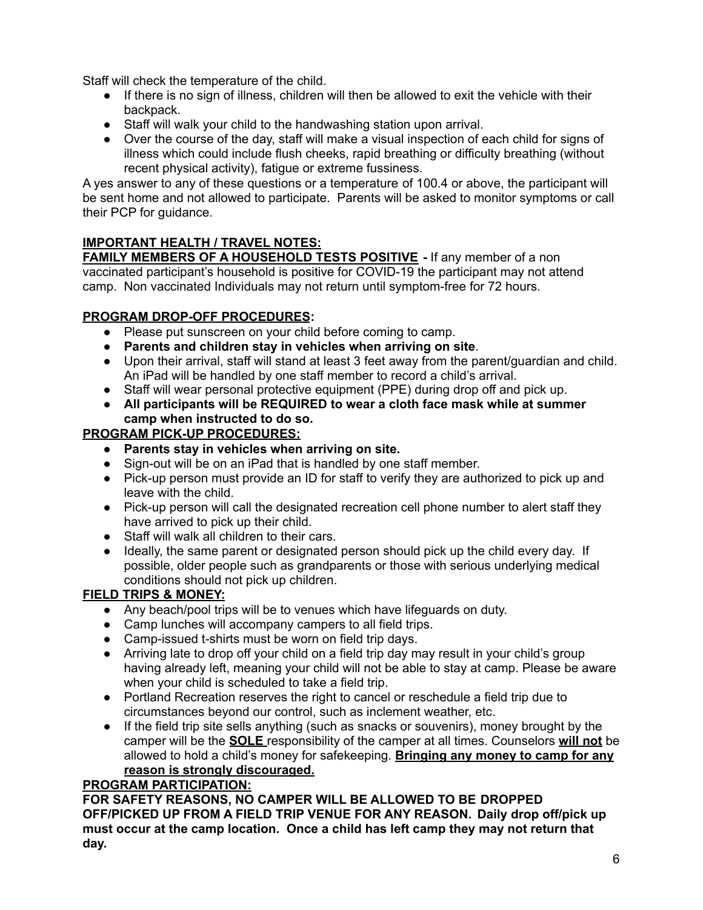Staff will check the temperature of the child.

- If there is no sign of illness, children will then be allowed to exit the vehicle with their backpack.
- Staff will walk your child to the handwashing station upon arrival.
- Over the course of the day, staff will make a visual inspection of each child for signs of illness which could include flush cheeks, rapid breathing or difficulty breathing (without recent physical activity), fatigue or extreme fussiness.

A yes answer to any of these questions or a temperature of 100.4 or above, the participant will be sent home and not allowed to participate. Parents will be asked to monitor symptoms or call their PCP for guidance.

**IMPORTANT HEALTH / TRAVEL NOTES:**

**FAMILY MEMBERS OF A HOUSEHOLD TESTS POSITIVE -** If any member of a non vaccinated participant's household is positive for COVID-19 the participant may not attend camp. Non vaccinated Individuals may not return until symptom-free for 72 hours.

**PROGRAM DROP-OFF PROCEDURES:**

- Please put sunscreen on your child before coming to camp.
- **Parents and children stay in vehicles when arriving on site**.
- Upon their arrival, staff will stand at least 3 feet away from the parent/guardian and child. An iPad will be handled by one staff member to record a child's arrival.
- Staff will wear personal protective equipment (PPE) during drop off and pick up.
- **All participants will be REQUIRED to wear a cloth face mask while at summer camp when instructed to do so.**

**PROGRAM PICK-UP PROCEDURES:**

- **Parents stay in vehicles when arriving on site.**
- Sign-out will be on an iPad that is handled by one staff member.
- Pick-up person must provide an ID for staff to verify they are authorized to pick up and leave with the child.
- Pick-up person will call the designated recreation cell phone number to alert staff they have arrived to pick up their child.
- Staff will walk all children to their cars.
- Ideally, the same parent or designated person should pick up the child every day. If possible, older people such as grandparents or those with serious underlying medical conditions should not pick up children.

**FIELD TRIPS & MONEY:**

- Any beach/pool trips will be to venues which have lifeguards on duty.
- Camp lunches will accompany campers to all field trips.
- Camp-issued t-shirts must be worn on field trip days.
- Arriving late to drop off your child on a field trip day may result in your child's group having already left, meaning your child will not be able to stay at camp. Please be aware when your child is scheduled to take a field trip.
- Portland Recreation reserves the right to cancel or reschedule a field trip due to circumstances beyond our control, such as inclement weather, etc.
- If the field trip site sells anything (such as snacks or souvenirs), money brought by the camper will be the **SOLE** responsibility of the camper at all times. Counselors **will not** be allowed to hold a child's money for safekeeping. **Bringing any money to camp for any reason is strongly discouraged.**

**PROGRAM PARTICIPATION:**

**FOR SAFETY REASONS, NO CAMPER WILL BE ALLOWED TO BE DROPPED OFF/PICKED UP FROM A FIELD TRIP VENUE FOR ANY REASON. Daily drop off/pick up must occur at the camp location. Once a child has left camp they may not return that day.**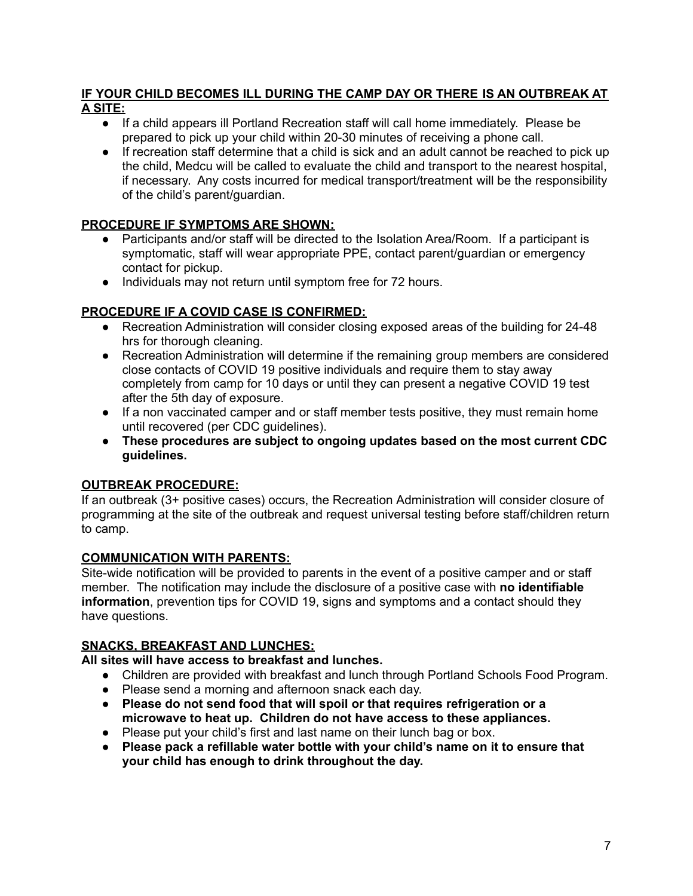**IF YOUR CHILD BECOMES ILL DURING THE CAMP DAY OR THERE IS AN OUTBREAK AT A SITE:**

- If a child appears ill Portland Recreation staff will call home immediately. Please be prepared to pick up your child within 20-30 minutes of receiving a phone call.
- If recreation staff determine that a child is sick and an adult cannot be reached to pick up the child, Medcu will be called to evaluate the child and transport to the nearest hospital, if necessary. Any costs incurred for medical transport/treatment will be the responsibility of the child's parent/guardian.

**PROCEDURE IF SYMPTOMS ARE SHOWN:**

- Participants and/or staff will be directed to the Isolation Area/Room. If a participant is symptomatic, staff will wear appropriate PPE, contact parent/guardian or emergency contact for pickup.
- Individuals may not return until symptom free for 72 hours.

**PROCEDURE IF A COVID CASE IS CONFIRMED:**

- Recreation Administration will consider closing exposed areas of the building for 24-48 hrs for thorough cleaning.
- Recreation Administration will determine if the remaining group members are considered close contacts of COVID 19 positive individuals and require them to stay away completely from camp for 10 days or until they can present a negative COVID 19 test after the 5th day of exposure.
- If a non vaccinated camper and or staff member tests positive, they must remain home until recovered (per CDC guidelines).
- **These procedures are subject to ongoing updates based on the most current CDC guidelines.**

**OUTBREAK PROCEDURE:**

If an outbreak (3+ positive cases) occurs, the Recreation Administration will consider closure of programming at the site of the outbreak and request universal testing before staff/children return to camp.

**COMMUNICATION WITH PARENTS:**

Site-wide notification will be provided to parents in the event of a positive camper and or staff member. The notification may include the disclosure of a positive case with **no identifiable information**, prevention tips for COVID 19, signs and symptoms and a contact should they have questions.

**SNACKS, BREAKFAST AND LUNCHES:**

**All sites will have access to breakfast and lunches.**

- Children are provided with breakfast and lunch through Portland Schools Food Program.
- Please send a morning and afternoon snack each day.
- **Please do not send food that will spoil or that requires refrigeration or a microwave to heat up. Children do not have access to these appliances.**
- Please put your child's first and last name on their lunch bag or box.
- **Please pack a refillable water bottle with your child's name on it to ensure that your child has enough to drink throughout the day.**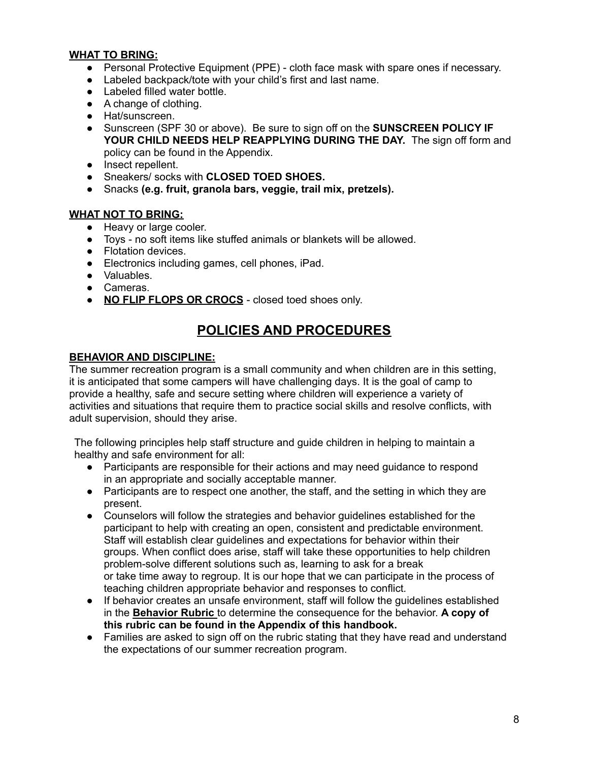**WHAT TO BRING:**

- Personal Protective Equipment (PPE) - cloth face mask with spare ones if necessary.
- Labeled backpack/tote with your child's first and last name.
- Labeled filled water bottle.
- A change of clothing.
- Hat/sunscreen.
- Sunscreen (SPF 30 or above). Be sure to sign off on the **SUNSCREEN POLICY IF YOUR CHILD NEEDS HELP REAPPLYING DURING THE DAY.** The sign off form and policy can be found in the Appendix.
- Insect repellent.
- Sneakers/ socks with **CLOSED TOED SHOES.**
- Snacks **(e.g. fruit, granola bars, veggie, trail mix, pretzels).**

**WHAT NOT TO BRING:**

- Heavy or large cooler.
- Toys - no soft items like stuffed animals or blankets will be allowed.
- Flotation devices.
- Electronics including games, cell phones, iPad.
- Valuables.
- Cameras.
- **NO FLIP FLOPS OR CROCS** - closed toed shoes only.

# POLICIES AND PROCEDURES

**BEHAVIOR AND DISCIPLINE:**

The summer recreation program is a small community and when children are in this setting, it is anticipated that some campers will have challenging days. It is the goal of camp to provide a healthy, safe and secure setting where children will experience a variety of activities and situations that require them to practice social skills and resolve conflicts, with adult supervision, should they arise.

The following principles help staff structure and guide children in helping to maintain a healthy and safe environment for all:

- Participants are responsible for their actions and may need guidance to respond in an appropriate and socially acceptable manner.
- Participants are to respect one another, the staff, and the setting in which they are present.
- Counselors will follow the strategies and behavior guidelines established for the participant to help with creating an open, consistent and predictable environment. Staff will establish clear guidelines and expectations for behavior within their groups. When conflict does arise, staff will take these opportunities to help children problem-solve different solutions such as, learning to ask for a break or take time away to regroup. It is our hope that we can participate in the process of teaching children appropriate behavior and responses to conflict.
- If behavior creates an unsafe environment, staff will follow the guidelines established in the **Behavior Rubric** to determine the consequence for the behavior. **A copy of this rubric can be found in the Appendix of this handbook.**
- Families are asked to sign off on the rubric stating that they have read and understand the expectations of our summer recreation program.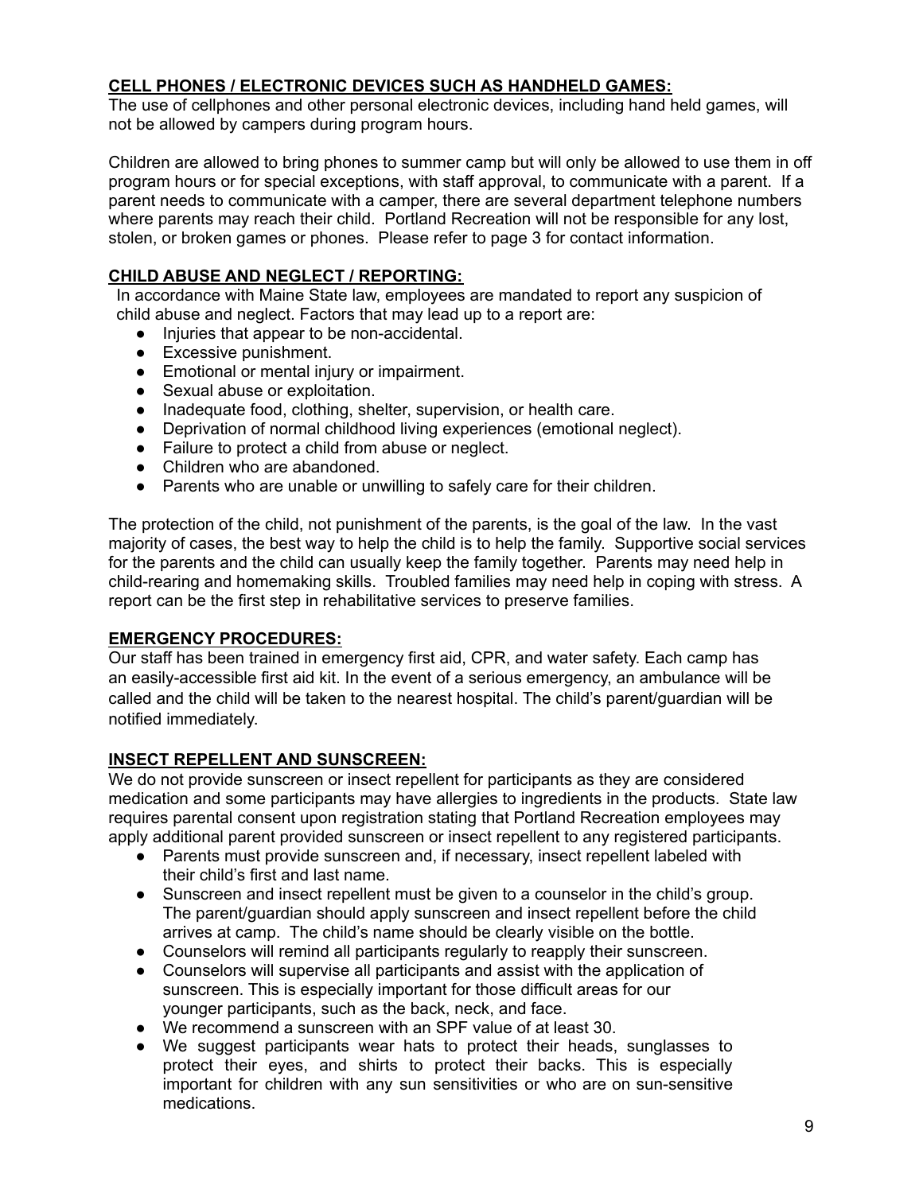## CELL PHONES / ELECTRONIC DEVICES SUCH AS HANDHELD GAMES:

The use of cellphones and other personal electronic devices, including hand held games, will not be allowed by campers during program hours.

Children are allowed to bring phones to summer camp but will only be allowed to use them in off program hours or for special exceptions, with staff approval, to communicate with a parent. If a parent needs to communicate with a camper, there are several department telephone numbers where parents may reach their child. Portland Recreation will not be responsible for any lost, stolen, or broken games or phones. Please refer to page 3 for contact information.

## CHILD ABUSE AND NEGLECT / REPORTING:

In accordance with Maine State law, employees are mandated to report any suspicion of child abuse and neglect. Factors that may lead up to a report are:

- Injuries that appear to be non-accidental.
- Excessive punishment.
- Emotional or mental injury or impairment.
- Sexual abuse or exploitation.
- Inadequate food, clothing, shelter, supervision, or health care.
- Deprivation of normal childhood living experiences (emotional neglect).
- Failure to protect a child from abuse or neglect.
- Children who are abandoned.
- Parents who are unable or unwilling to safely care for their children.

The protection of the child, not punishment of the parents, is the goal of the law. In the vast majority of cases, the best way to help the child is to help the family. Supportive social services for the parents and the child can usually keep the family together. Parents may need help in child-rearing and homemaking skills. Troubled families may need help in coping with stress. A report can be the first step in rehabilitative services to preserve families.

## EMERGENCY PROCEDURES:

Our staff has been trained in emergency first aid, CPR, and water safety. Each camp has an easily-accessible first aid kit. In the event of a serious emergency, an ambulance will be called and the child will be taken to the nearest hospital. The child's parent/guardian will be notified immediately.

## INSECT REPELLENT AND SUNSCREEN:

We do not provide sunscreen or insect repellent for participants as they are considered medication and some participants may have allergies to ingredients in the products. State law requires parental consent upon registration stating that Portland Recreation employees may apply additional parent provided sunscreen or insect repellent to any registered participants.

- Parents must provide sunscreen and, if necessary, insect repellent labeled with their child's first and last name.
- Sunscreen and insect repellent must be given to a counselor in the child's group. The parent/guardian should apply sunscreen and insect repellent before the child arrives at camp. The child's name should be clearly visible on the bottle.
- Counselors will remind all participants regularly to reapply their sunscreen.
- Counselors will supervise all participants and assist with the application of sunscreen. This is especially important for those difficult areas for our younger participants, such as the back, neck, and face.
- We recommend a sunscreen with an SPF value of at least 30.
- We suggest participants wear hats to protect their heads, sunglasses to protect their eyes, and shirts to protect their backs. This is especially important for children with any sun sensitivities or who are on sun-sensitive medications.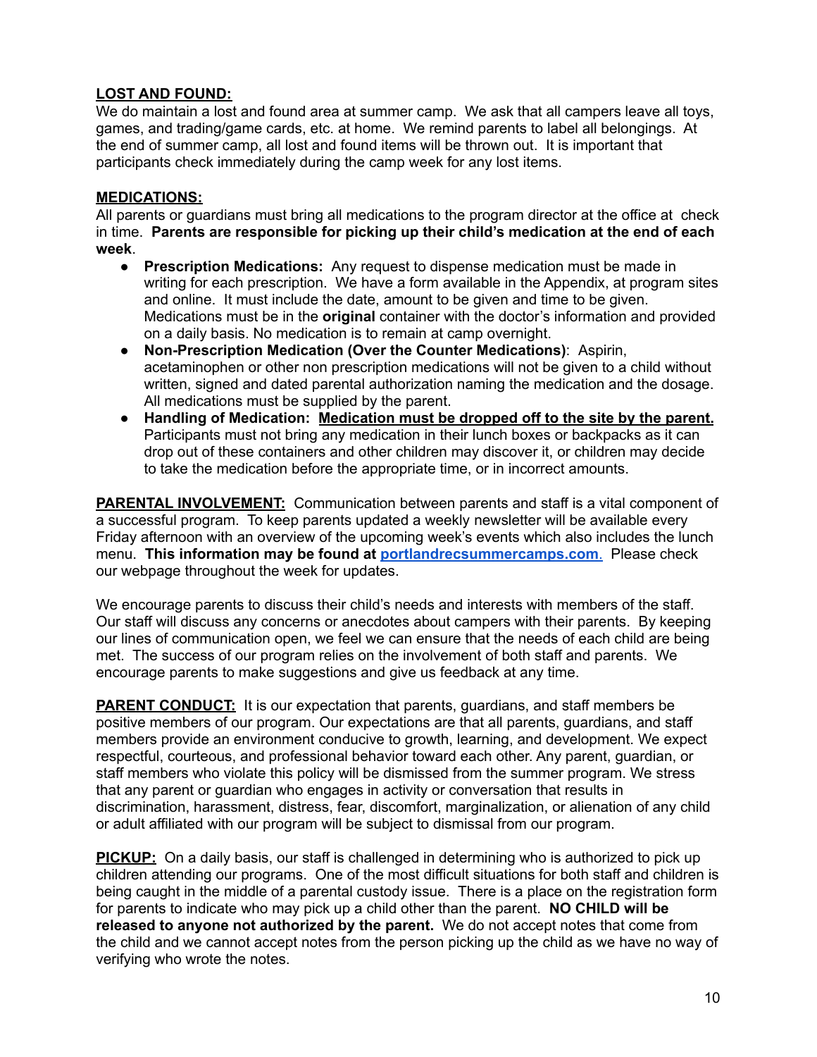**LOST AND FOUND:**
We do maintain a lost and found area at summer camp. We ask that all campers leave all toys, games, and trading/game cards, etc. at home. We remind parents to label all belongings. At the end of summer camp, all lost and found items will be thrown out. It is important that participants check immediately during the camp week for any lost items.

**MEDICATIONS:**
All parents or guardians must bring all medications to the program director at the office at check in time. **Parents are responsible for picking up their child's medication at the end of each week**.

- **Prescription Medications:** Any request to dispense medication must be made in writing for each prescription. We have a form available in the Appendix, at program sites and online. It must include the date, amount to be given and time to be given. Medications must be in the **original** container with the doctor's information and provided on a daily basis. No medication is to remain at camp overnight.
- **Non-Prescription Medication (Over the Counter Medications)**: Aspirin, acetaminophen or other non prescription medications will not be given to a child without written, signed and dated parental authorization naming the medication and the dosage. All medications must be supplied by the parent.
- **Handling of Medication: Medication must be dropped off to the site by the parent.** Participants must not bring any medication in their lunch boxes or backpacks as it can drop out of these containers and other children may discover it, or children may decide to take the medication before the appropriate time, or in incorrect amounts.

**PARENTAL INVOLVEMENT:** Communication between parents and staff is a vital component of a successful program. To keep parents updated a weekly newsletter will be available every Friday afternoon with an overview of the upcoming week's events which also includes the lunch menu. **This information may be found at [portlandrecsummercamps.com](portlandrecsummercamps.com).** Please check our webpage throughout the week for updates.

We encourage parents to discuss their child's needs and interests with members of the staff. Our staff will discuss any concerns or anecdotes about campers with their parents. By keeping our lines of communication open, we feel we can ensure that the needs of each child are being met. The success of our program relies on the involvement of both staff and parents. We encourage parents to make suggestions and give us feedback at any time.

**PARENT CONDUCT:** It is our expectation that parents, guardians, and staff members be positive members of our program. Our expectations are that all parents, guardians, and staff members provide an environment conducive to growth, learning, and development. We expect respectful, courteous, and professional behavior toward each other. Any parent, guardian, or staff members who violate this policy will be dismissed from the summer program. We stress that any parent or guardian who engages in activity or conversation that results in discrimination, harassment, distress, fear, discomfort, marginalization, or alienation of any child or adult affiliated with our program will be subject to dismissal from our program.

**PICKUP:** On a daily basis, our staff is challenged in determining who is authorized to pick up children attending our programs. One of the most difficult situations for both staff and children is being caught in the middle of a parental custody issue. There is a place on the registration form for parents to indicate who may pick up a child other than the parent. **NO CHILD will be released to anyone not authorized by the parent.** We do not accept notes that come from the child and we cannot accept notes from the person picking up the child as we have no way of verifying who wrote the notes.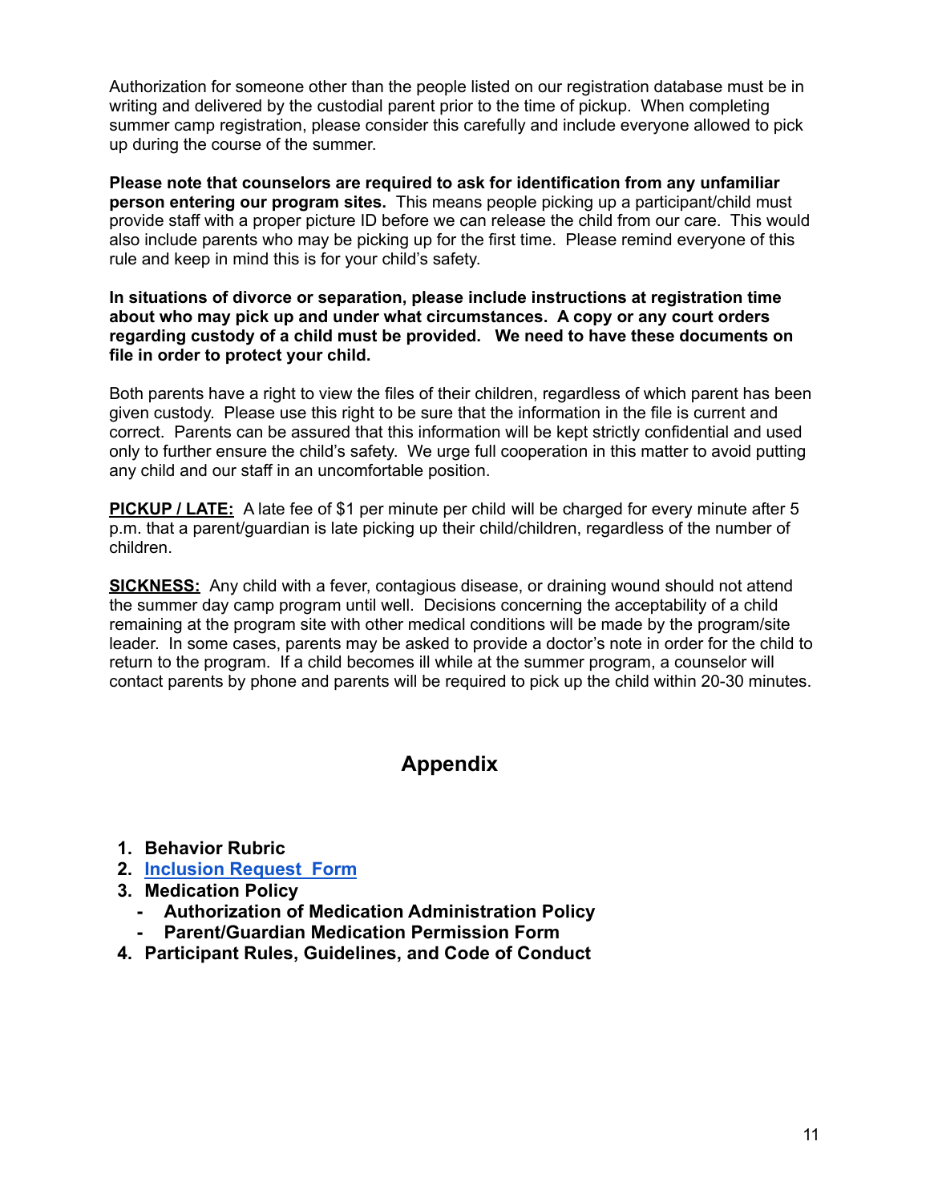Authorization for someone other than the people listed on our registration database must be in writing and delivered by the custodial parent prior to the time of pickup. When completing summer camp registration, please consider this carefully and include everyone allowed to pick up during the course of the summer.

**Please note that counselors are required to ask for identification from any unfamiliar person entering our program sites.** This means people picking up a participant/child must provide staff with a proper picture ID before we can release the child from our care. This would also include parents who may be picking up for the first time. Please remind everyone of this rule and keep in mind this is for your child's safety.

**In situations of divorce or separation, please include instructions at registration time about who may pick up and under what circumstances. A copy or any court orders regarding custody of a child must be provided. We need to have these documents on file in order to protect your child.**

Both parents have a right to view the files of their children, regardless of which parent has been given custody. Please use this right to be sure that the information in the file is current and correct. Parents can be assured that this information will be kept strictly confidential and used only to further ensure the child's safety. We urge full cooperation in this matter to avoid putting any child and our staff in an uncomfortable position.

**PICKUP / LATE:** A late fee of $1 per minute per child will be charged for every minute after 5 p.m. that a parent/guardian is late picking up their child/children, regardless of the number of children.

**SICKNESS:** Any child with a fever, contagious disease, or draining wound should not attend the summer day camp program until well. Decisions concerning the acceptability of a child remaining at the program site with other medical conditions will be made by the program/site leader. In some cases, parents may be asked to provide a doctor's note in order for the child to return to the program. If a child becomes ill while at the summer program, a counselor will contact parents by phone and parents will be required to pick up the child within 20-30 minutes.

## Appendix

1. **Behavior Rubric**
2. **Inclusion Request Form**
3. **Medication Policy**
   - **Authorization of Medication Administration Policy**
   - **Parent/Guardian Medication Permission Form**
4. **Participant Rules, Guidelines, and Code of Conduct**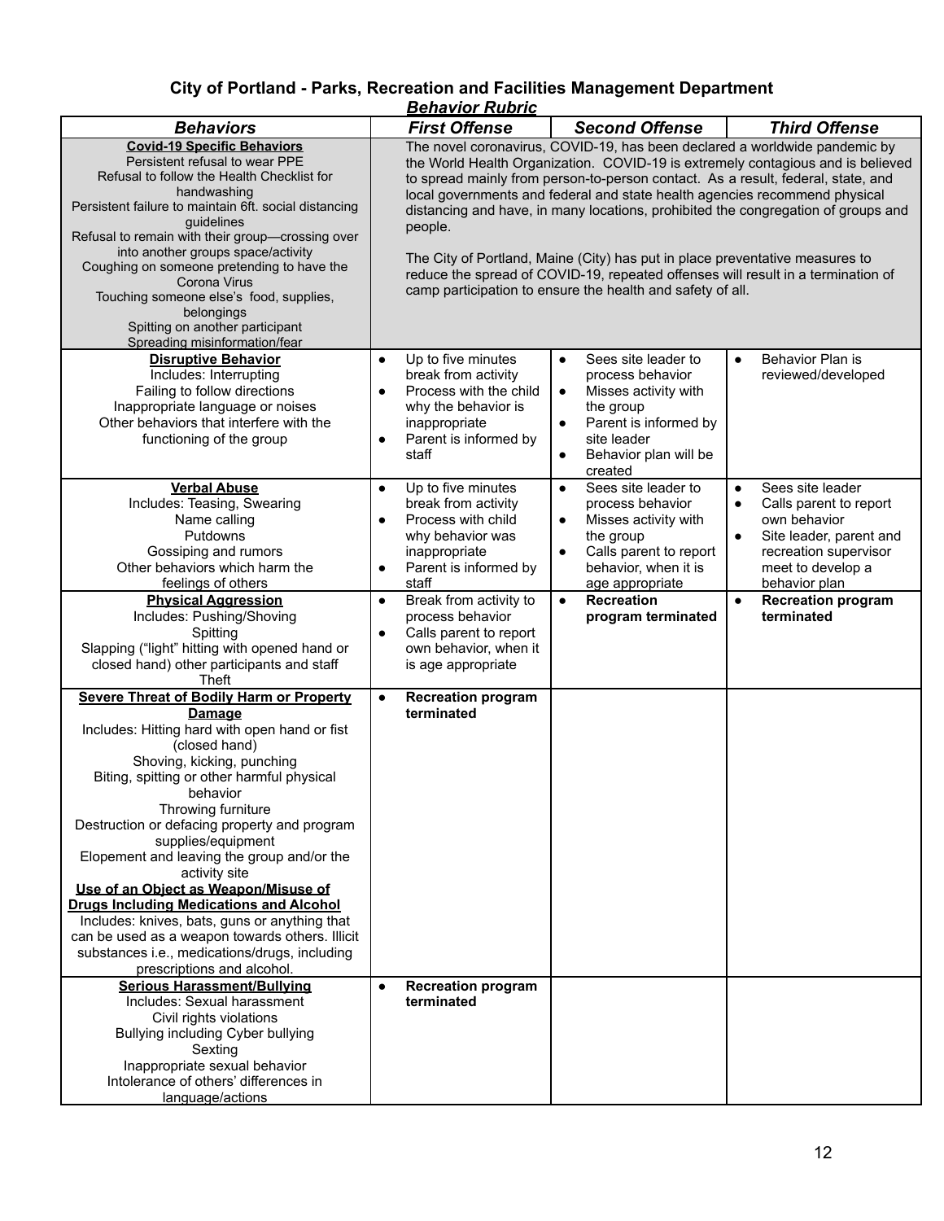## City of Portland - Parks, Recreation and Facilities Management Department

***Behavior Rubric***

| *Behaviors* | *First Offense* | *Second Offense* | *Third Offense* |
|---|---|---|---|
| **Covid-19 Specific Behaviors**<br>Persistent refusal to wear PPE<br>Refusal to follow the Health Checklist for handwashing<br>Persistent failure to maintain 6ft. social distancing guidelines<br>Refusal to remain with their group—crossing over into another groups space/activity<br>Coughing on someone pretending to have the Corona Virus<br>Touching someone else's food, supplies, belongings<br>Spitting on another participant<br>Spreading misinformation/fear | The novel coronavirus, COVID-19, has been declared a worldwide pandemic by the World Health Organization. COVID-19 is extremely contagious and is believed to spread mainly from person-to-person contact. As a result, federal, state, and local governments and federal and state health agencies recommend physical distancing and have, in many locations, prohibited the congregation of groups and people.<br><br>The City of Portland, Maine (City) has put in place preventative measures to reduce the spread of COVID-19, repeated offenses will result in a termination of camp participation to ensure the health and safety of all. | | |
| **Disruptive Behavior**<br>Includes: Interrupting<br>Failing to follow directions<br>Inappropriate language or noises<br>Other behaviors that interfere with the functioning of the group | • Up to five minutes break from activity<br>• Process with the child why the behavior is inappropriate<br>• Parent is informed by staff | • Sees site leader to process behavior<br>• Misses activity with the group<br>• Parent is informed by site leader<br>• Behavior plan will be created | • Behavior Plan is reviewed/developed |
| **Verbal Abuse**<br>Includes: Teasing, Swearing<br>Name calling<br>Putdowns<br>Gossiping and rumors<br>Other behaviors which harm the feelings of others | • Up to five minutes break from activity<br>• Process with child why behavior was inappropriate<br>• Parent is informed by staff | • Sees site leader to process behavior<br>• Misses activity with the group<br>• Calls parent to report behavior, when it is age appropriate | • Sees site leader<br>• Calls parent to report own behavior<br>• Site leader, parent and recreation supervisor meet to develop a behavior plan |
| **Physical Aggression**<br>Includes: Pushing/Shoving<br>Spitting<br>Slapping ("light" hitting with opened hand or closed hand) other participants and staff<br>Theft | • Break from activity to process behavior<br>• Calls parent to report own behavior, when it is age appropriate | • **Recreation program terminated** | • **Recreation program terminated** |
| **Severe Threat of Bodily Harm or Property Damage**<br>Includes: Hitting hard with open hand or fist (closed hand)<br>Shoving, kicking, punching<br>Biting, spitting or other harmful physical behavior<br>Throwing furniture<br>Destruction or defacing property and program supplies/equipment<br>Elopement and leaving the group and/or the activity site<br>**Use of an Object as Weapon/Misuse of Drugs Including Medications and Alcohol**<br>Includes: knives, bats, guns or anything that can be used as a weapon towards others. Illicit substances i.e., medications/drugs, including prescriptions and alcohol. | • **Recreation program terminated** | | |
| **Serious Harassment/Bullying**<br>Includes: Sexual harassment<br>Civil rights violations<br>Bullying including Cyber bullying<br>Sexting<br>Inappropriate sexual behavior<br>Intolerance of others' differences in language/actions | • **Recreation program terminated** | | |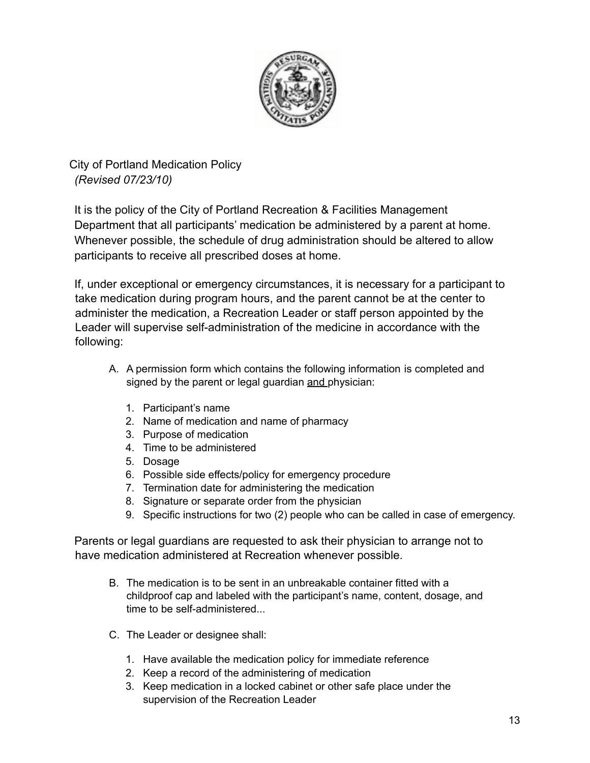# City of Portland Medication Policy

*(Revised 07/23/10)*

It is the policy of the City of Portland Recreation & Facilities Management Department that all participants' medication be administered by a parent at home. Whenever possible, the schedule of drug administration should be altered to allow participants to receive all prescribed doses at home.

If, under exceptional or emergency circumstances, it is necessary for a participant to take medication during program hours, and the parent cannot be at the center to administer the medication, a Recreation Leader or staff person appointed by the Leader will supervise self-administration of the medicine in accordance with the following:

A. A permission form which contains the following information is completed and signed by the parent or legal guardian <u>and</u> physician:

   1. Participant's name
   2. Name of medication and name of pharmacy
   3. Purpose of medication
   4. Time to be administered
   5. Dosage
   6. Possible side effects/policy for emergency procedure
   7. Termination date for administering the medication
   8. Signature or separate order from the physician
   9. Specific instructions for two (2) people who can be called in case of emergency.

Parents or legal guardians are requested to ask their physician to arrange not to have medication administered at Recreation whenever possible.

B. The medication is to be sent in an unbreakable container fitted with a childproof cap and labeled with the participant's name, content, dosage, and time to be self-administered...

C. The Leader or designee shall:

   1. Have available the medication policy for immediate reference
   2. Keep a record of the administering of medication
   3. Keep medication in a locked cabinet or other safe place under the supervision of the Recreation Leader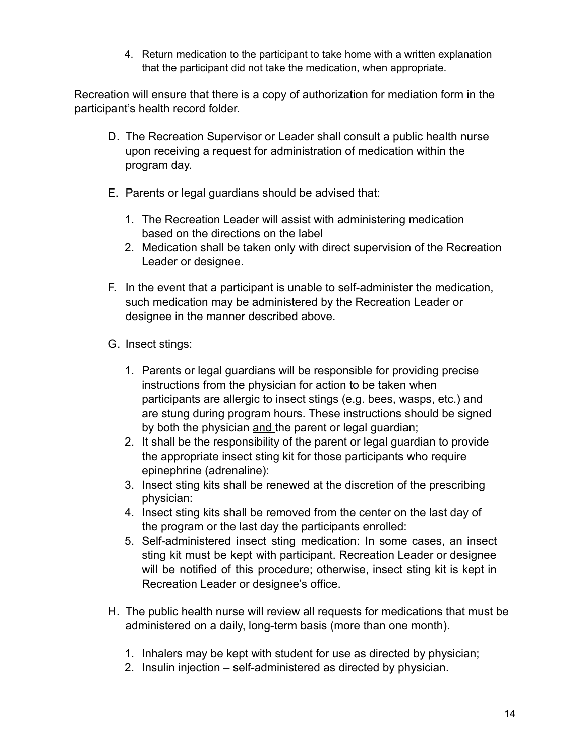4. Return medication to the participant to take home with a written explanation that the participant did not take the medication, when appropriate.

Recreation will ensure that there is a copy of authorization for mediation form in the participant's health record folder.

D. The Recreation Supervisor or Leader shall consult a public health nurse upon receiving a request for administration of medication within the program day.

E. Parents or legal guardians should be advised that:

   1. The Recreation Leader will assist with administering medication based on the directions on the label
   2. Medication shall be taken only with direct supervision of the Recreation Leader or designee.

F. In the event that a participant is unable to self-administer the medication, such medication may be administered by the Recreation Leader or designee in the manner described above.

G. Insect stings:

   1. Parents or legal guardians will be responsible for providing precise instructions from the physician for action to be taken when participants are allergic to insect stings (e.g. bees, wasps, etc.) and are stung during program hours. These instructions should be signed by both the physician <u>and</u> the parent or legal guardian;
   2. It shall be the responsibility of the parent or legal guardian to provide the appropriate insect sting kit for those participants who require epinephrine (adrenaline):
   3. Insect sting kits shall be renewed at the discretion of the prescribing physician:
   4. Insect sting kits shall be removed from the center on the last day of the program or the last day the participants enrolled:
   5. Self-administered insect sting medication: In some cases, an insect sting kit must be kept with participant. Recreation Leader or designee will be notified of this procedure; otherwise, insect sting kit is kept in Recreation Leader or designee's office.

H. The public health nurse will review all requests for medications that must be administered on a daily, long-term basis (more than one month).

   1. Inhalers may be kept with student for use as directed by physician;
   2. Insulin injection – self-administered as directed by physician.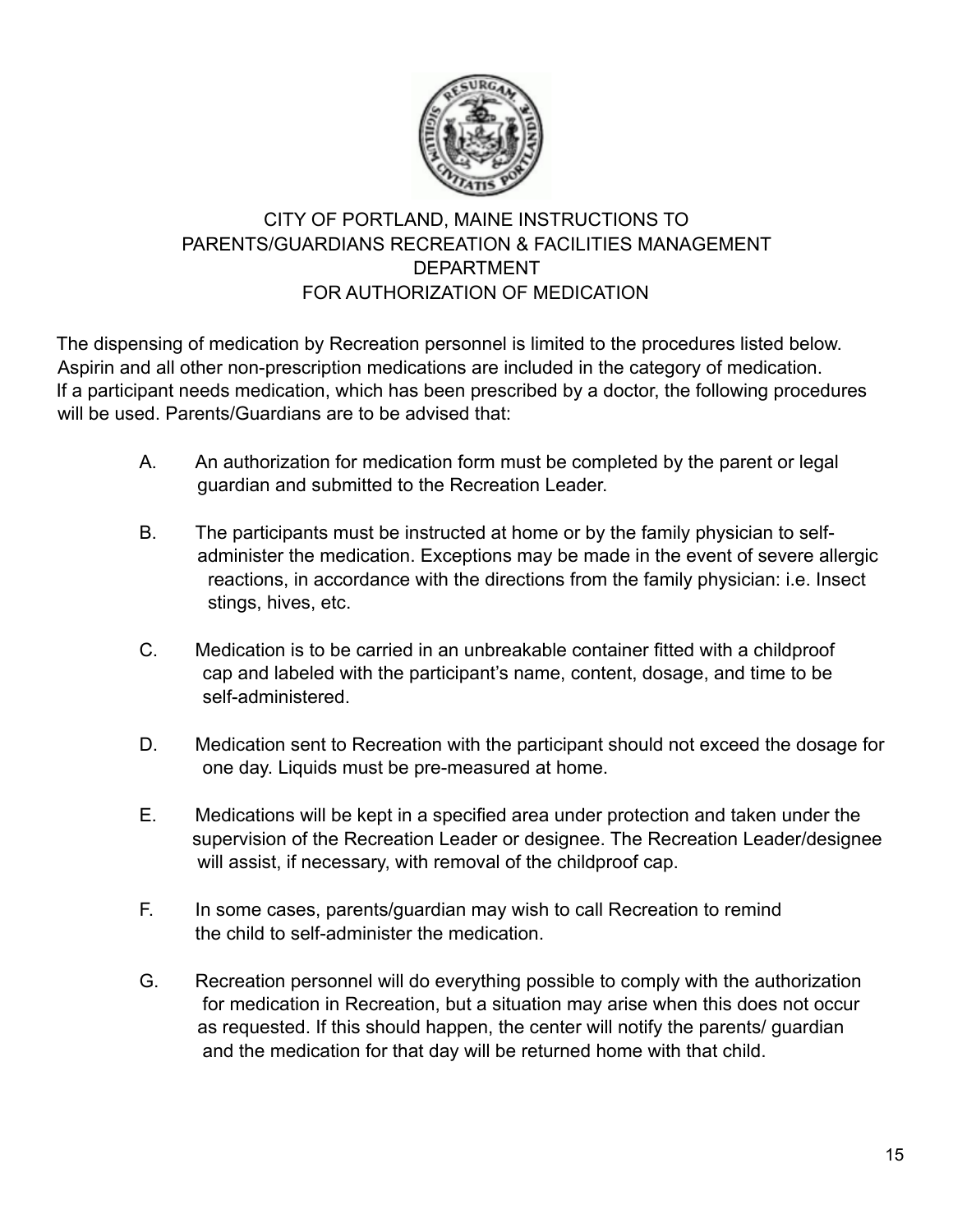# CITY OF PORTLAND, MAINE INSTRUCTIONS TO PARENTS/GUARDIANS RECREATION & FACILITIES MANAGEMENT DEPARTMENT FOR AUTHORIZATION OF MEDICATION

The dispensing of medication by Recreation personnel is limited to the procedures listed below. Aspirin and all other non-prescription medications are included in the category of medication. If a participant needs medication, which has been prescribed by a doctor, the following procedures will be used. Parents/Guardians are to be advised that:

A. An authorization for medication form must be completed by the parent or legal guardian and submitted to the Recreation Leader.

B. The participants must be instructed at home or by the family physician to self-administer the medication. Exceptions may be made in the event of severe allergic reactions, in accordance with the directions from the family physician: i.e. Insect stings, hives, etc.

C. Medication is to be carried in an unbreakable container fitted with a childproof cap and labeled with the participant's name, content, dosage, and time to be self-administered.

D. Medication sent to Recreation with the participant should not exceed the dosage for one day. Liquids must be pre-measured at home.

E. Medications will be kept in a specified area under protection and taken under the supervision of the Recreation Leader or designee. The Recreation Leader/designee will assist, if necessary, with removal of the childproof cap.

F. In some cases, parents/guardian may wish to call Recreation to remind the child to self-administer the medication.

G. Recreation personnel will do everything possible to comply with the authorization for medication in Recreation, but a situation may arise when this does not occur as requested. If this should happen, the center will notify the parents/ guardian and the medication for that day will be returned home with that child.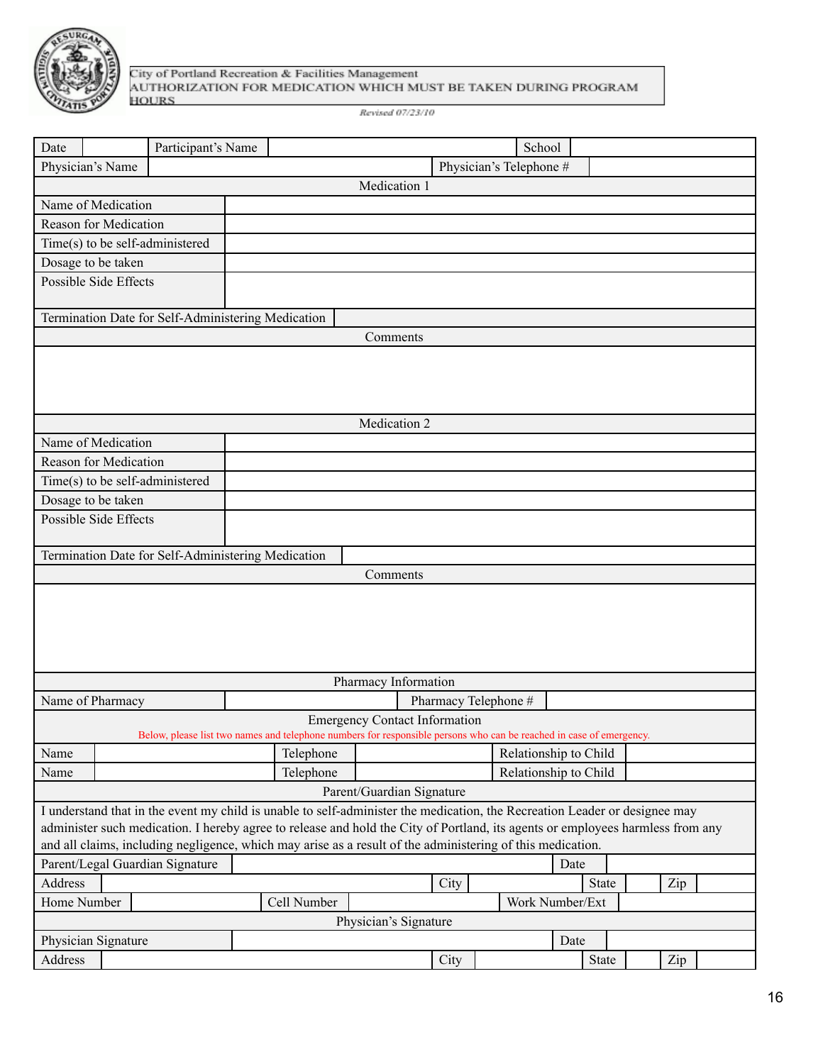City of Portland Recreation & Facilities Management
AUTHORIZATION FOR MEDICATION WHICH MUST BE TAKEN DURING PROGRAM HOURS

*Revised 07/23/10*

| Date | | Participant's Name | | School | |
|---|---|---|---|---|---|
| Physician's Name | | Physician's Telephone # | | | |

**Medication 1**

| | |
|---|---|
| Name of Medication | |
| Reason for Medication | |
| Time(s) to be self-administered | |
| Dosage to be taken | |
| Possible Side Effects | |
| Termination Date for Self-Administering Medication | |

**Comments**

**Medication 2**

| | |
|---|---|
| Name of Medication | |
| Reason for Medication | |
| Time(s) to be self-administered | |
| Dosage to be taken | |
| Possible Side Effects | |
| Termination Date for Self-Administering Medication | |

**Comments**

**Pharmacy Information**

| Name of Pharmacy | | Pharmacy Telephone # | |
|---|---|---|---|

**Emergency Contact Information**

Below, please list two names and telephone numbers for responsible persons who can be reached in case of emergency.

| Name | | Telephone | | Relationship to Child | |
|---|---|---|---|---|---|
| Name | | Telephone | | Relationship to Child | |

**Parent/Guardian Signature**

I understand that in the event my child is unable to self-administer the medication, the Recreation Leader or designee may administer such medication. I hereby agree to release and hold the City of Portland, its agents or employees harmless from any and all claims, including negligence, which may arise as a result of the administering of this medication.

| Parent/Legal Guardian Signature | | | | Date | |
|---|---|---|---|---|---|
| Address | | City | | State | | Zip | |
| Home Number | | Cell Number | | Work Number/Ext | |

**Physician's Signature**

| Physician Signature | | Date | |
|---|---|---|---|
| Address | | City | | State | | Zip | |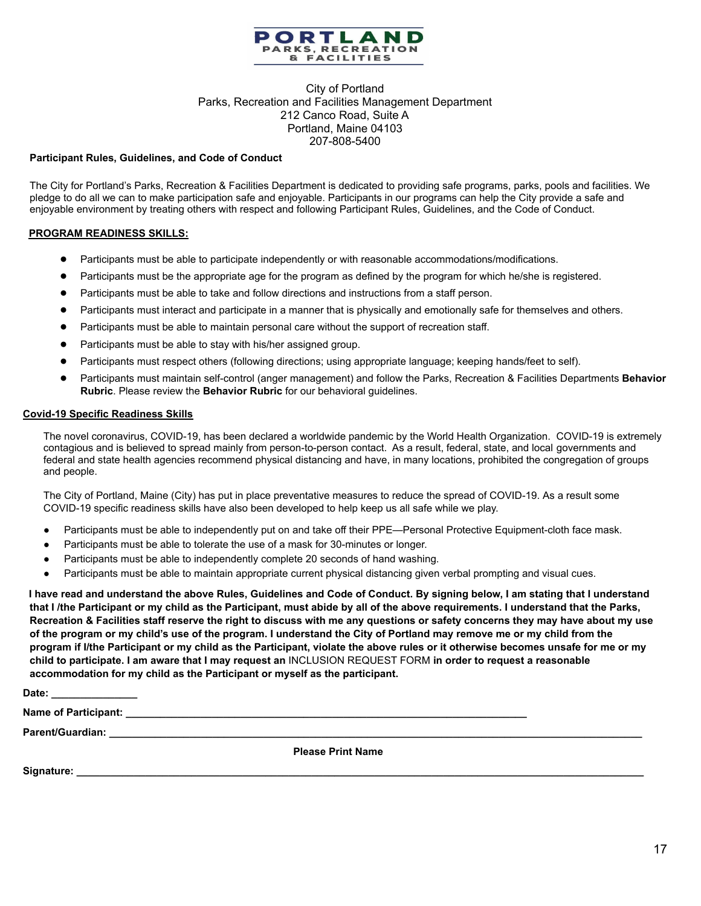PORTLAND PARKS, RECREATION & FACILITIES

City of Portland
Parks, Recreation and Facilities Management Department
212 Canco Road, Suite A
Portland, Maine 04103
207-808-5400

**Participant Rules, Guidelines, and Code of Conduct**

The City for Portland's Parks, Recreation & Facilities Department is dedicated to providing safe programs, parks, pools and facilities. We pledge to do all we can to make participation safe and enjoyable. Participants in our programs can help the City provide a safe and enjoyable environment by treating others with respect and following Participant Rules, Guidelines, and the Code of Conduct.

**PROGRAM READINESS SKILLS:**

- Participants must be able to participate independently or with reasonable accommodations/modifications.
- Participants must be the appropriate age for the program as defined by the program for which he/she is registered.
- Participants must be able to take and follow directions and instructions from a staff person.
- Participants must interact and participate in a manner that is physically and emotionally safe for themselves and others.
- Participants must be able to maintain personal care without the support of recreation staff.
- Participants must be able to stay with his/her assigned group.
- Participants must respect others (following directions; using appropriate language; keeping hands/feet to self).
- Participants must maintain self-control (anger management) and follow the Parks, Recreation & Facilities Departments **Behavior Rubric**. Please review the **Behavior Rubric** for our behavioral guidelines.

**Covid-19 Specific Readiness Skills**

The novel coronavirus, COVID-19, has been declared a worldwide pandemic by the World Health Organization. COVID-19 is extremely contagious and is believed to spread mainly from person-to-person contact. As a result, federal, state, and local governments and federal and state health agencies recommend physical distancing and have, in many locations, prohibited the congregation of groups and people.

The City of Portland, Maine (City) has put in place preventative measures to reduce the spread of COVID-19. As a result some COVID-19 specific readiness skills have also been developed to help keep us all safe while we play.

- Participants must be able to independently put on and take off their PPE—Personal Protective Equipment-cloth face mask.
- Participants must be able to tolerate the use of a mask for 30-minutes or longer.
- Participants must be able to independently complete 20 seconds of hand washing.
- Participants must be able to maintain appropriate current physical distancing given verbal prompting and visual cues.

**I have read and understand the above Rules, Guidelines and Code of Conduct. By signing below, I am stating that I understand that I /the Participant or my child as the Participant, must abide by all of the above requirements. I understand that the Parks, Recreation & Facilities staff reserve the right to discuss with me any questions or safety concerns they may have about my use of the program or my child's use of the program. I understand the City of Portland may remove me or my child from the program if I/the Participant or my child as the Participant, violate the above rules or it otherwise becomes unsafe for me or my child to participate. I am aware that I may request an** INCLUSION REQUEST FORM **in order to request a reasonable accommodation for my child as the Participant or myself as the participant.**

**Date:** _______________

**Name of Participant:** ___________________________________________________________________________

**Parent/Guardian:** ___________________________________________________________________________

**Please Print Name**

**Signature:** ___________________________________________________________________________